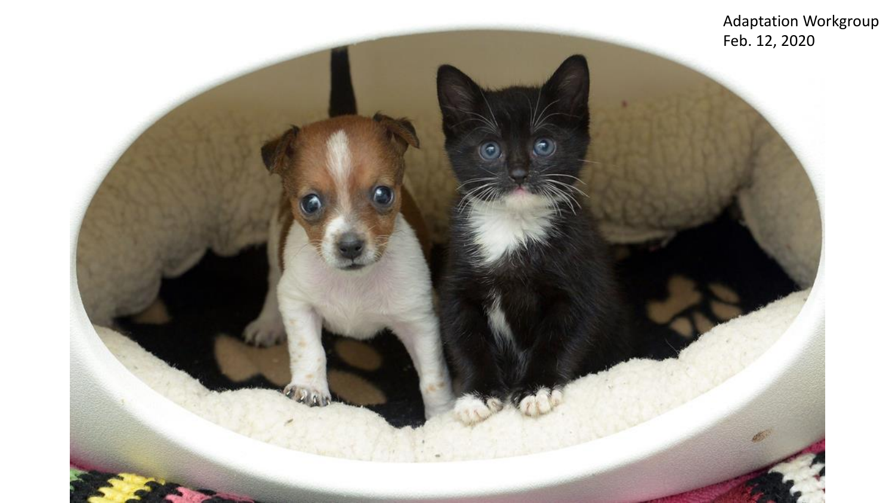Adaptation Workgroup
Feb. 12, 2020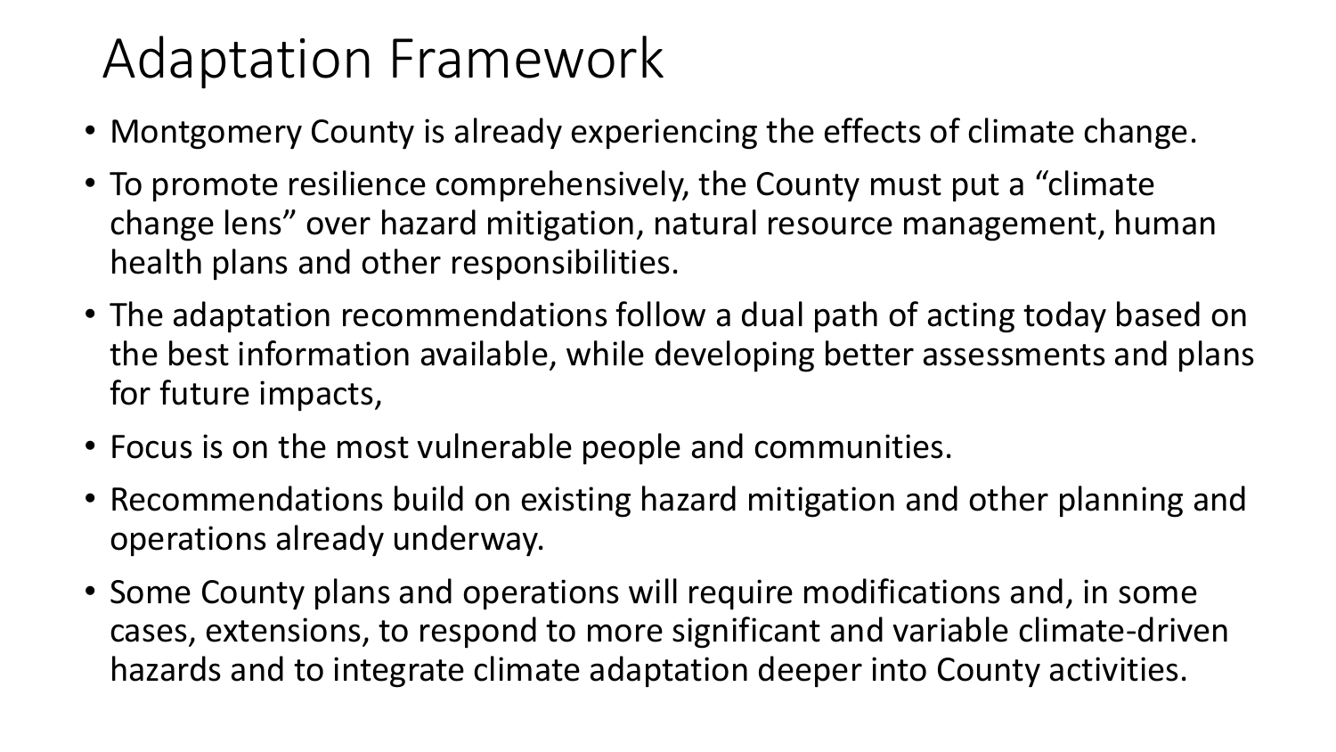# Adaptation Framework

- Montgomery County is already experiencing the effects of climate change.
- To promote resilience comprehensively, the County must put a "climate change lens" over hazard mitigation, natural resource management, human health plans and other responsibilities.
- The adaptation recommendations follow a dual path of acting today based on the best information available, while developing better assessments and plans for future impacts,
- Focus is on the most vulnerable people and communities.
- Recommendations build on existing hazard mitigation and other planning and operations already underway.
- Some County plans and operations will require modifications and, in some cases, extensions, to respond to more significant and variable climate-driven hazards and to integrate climate adaptation deeper into County activities.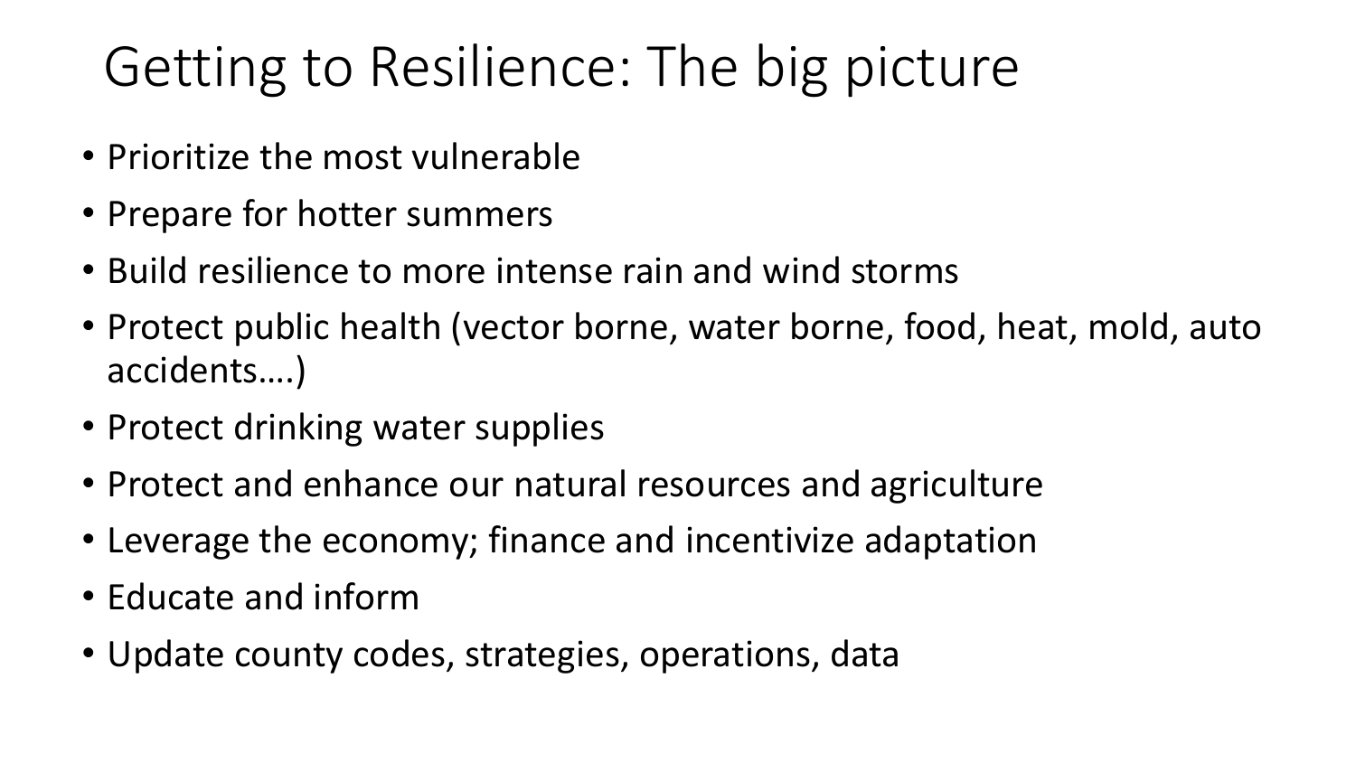# Getting to Resilience: The big picture

- Prioritize the most vulnerable
- Prepare for hotter summers
- Build resilience to more intense rain and wind storms
- Protect public health (vector borne, water borne, food, heat, mold, auto accidents….)
- Protect drinking water supplies
- Protect and enhance our natural resources and agriculture
- Leverage the economy; finance and incentivize adaptation
- Educate and inform
- Update county codes, strategies, operations, data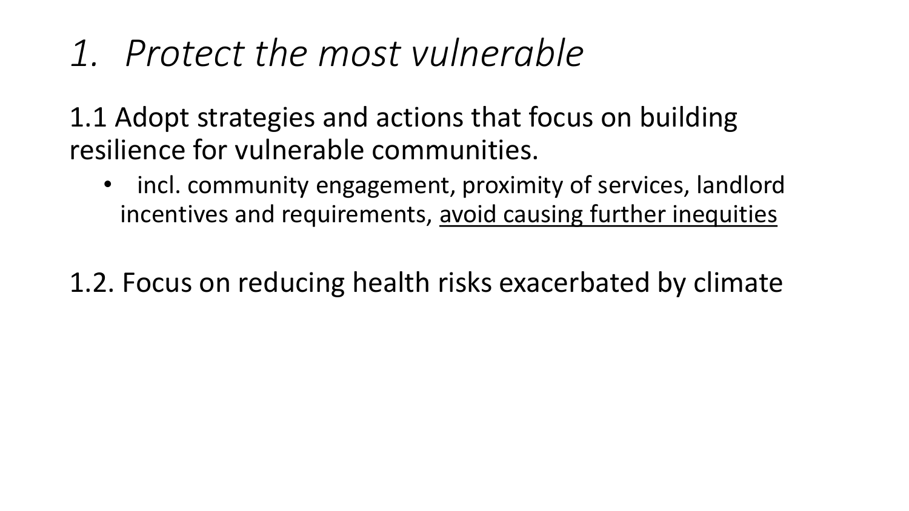# *1. Protect the most vulnerable*

1.1 Adopt strategies and actions that focus on building resilience for vulnerable communities.

- incl. community engagement, proximity of services, landlord incentives and requirements, <u>avoid causing further inequities</u>

1.2. Focus on reducing health risks exacerbated by climate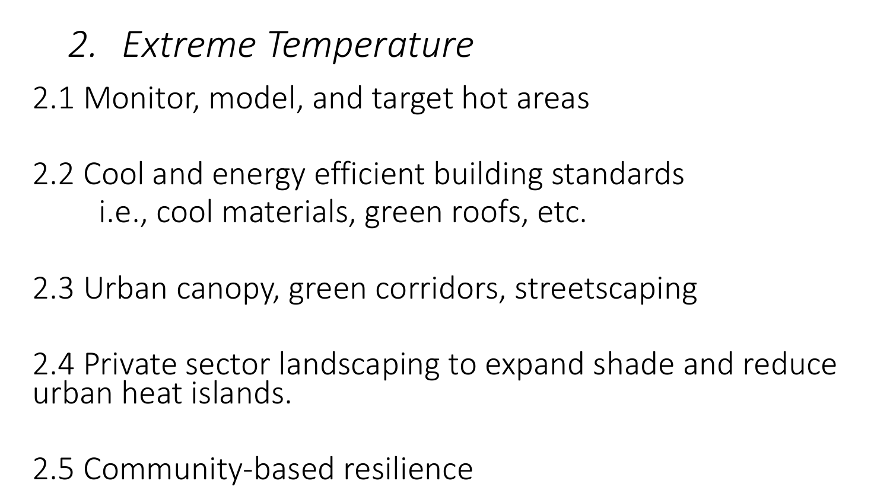## *2. Extreme Temperature*

2.1 Monitor, model, and target hot areas

2.2 Cool and energy efficient building standards
i.e., cool materials, green roofs, etc.

2.3 Urban canopy, green corridors, streetscaping

2.4 Private sector landscaping to expand shade and reduce urban heat islands.

2.5 Community-based resilience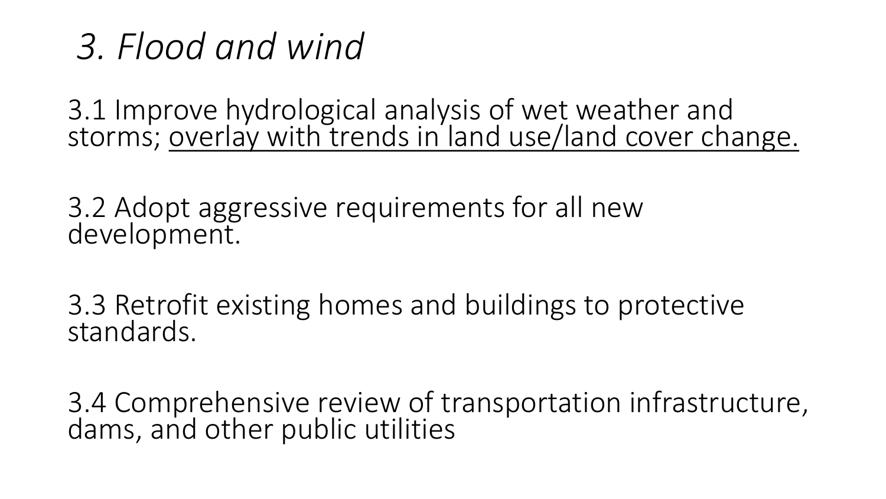# *3. Flood and wind*

3.1 Improve hydrological analysis of wet weather and storms; <u>overlay with trends in land use/land cover change.</u>

3.2 Adopt aggressive requirements for all new development.

3.3 Retrofit existing homes and buildings to protective standards.

3.4 Comprehensive review of transportation infrastructure, dams, and other public utilities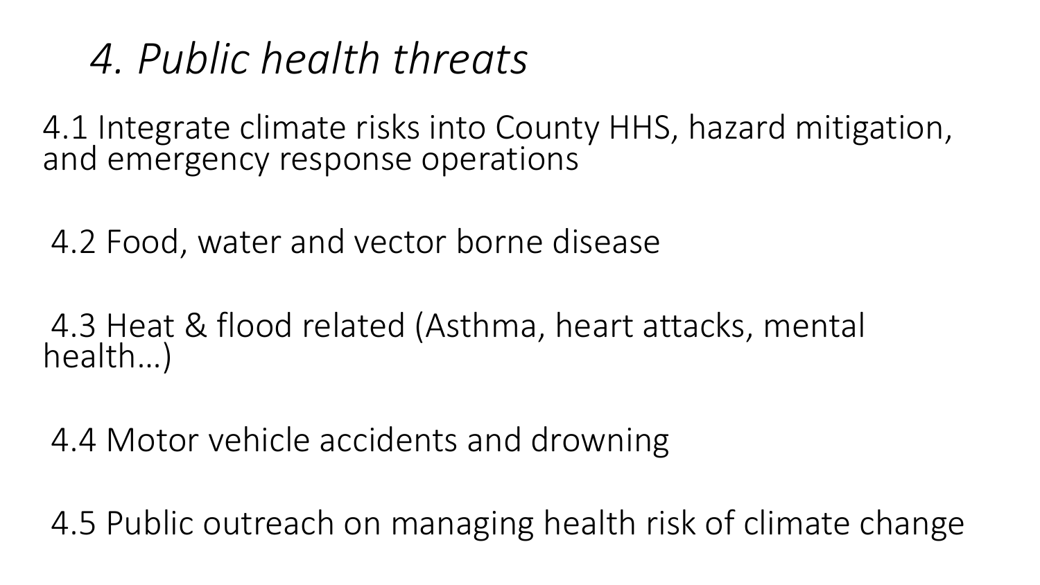# *4. Public health threats*

4.1 Integrate climate risks into County HHS, hazard mitigation, and emergency response operations

4.2 Food, water and vector borne disease

4.3 Heat & flood related (Asthma, heart attacks, mental health…)

4.4 Motor vehicle accidents and drowning

4.5 Public outreach on managing health risk of climate change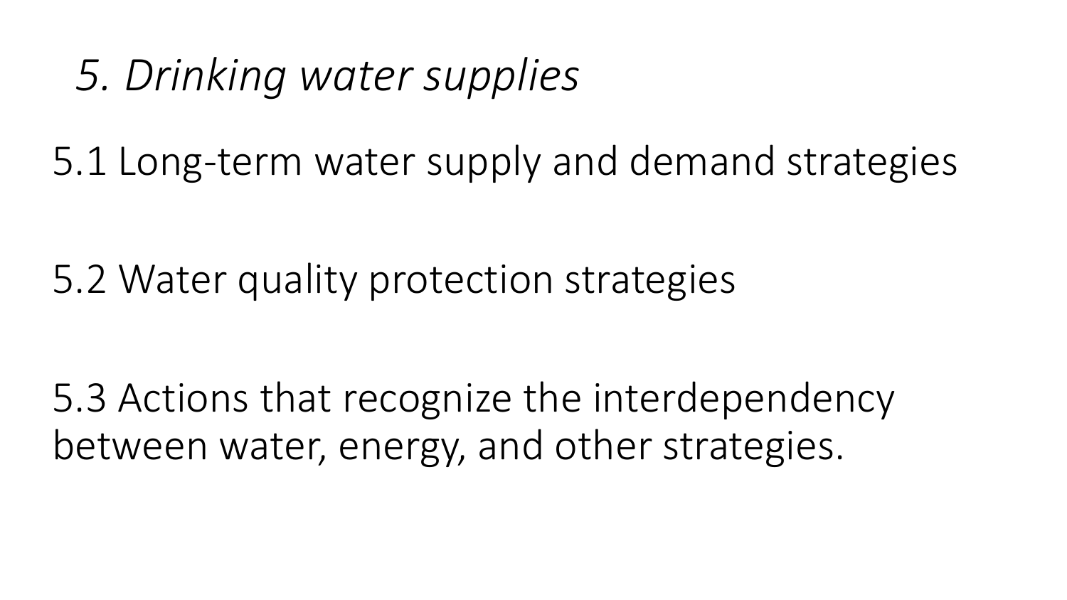## *5. Drinking water supplies*

5.1 Long-term water supply and demand strategies

5.2 Water quality protection strategies

5.3 Actions that recognize the interdependency between water, energy, and other strategies.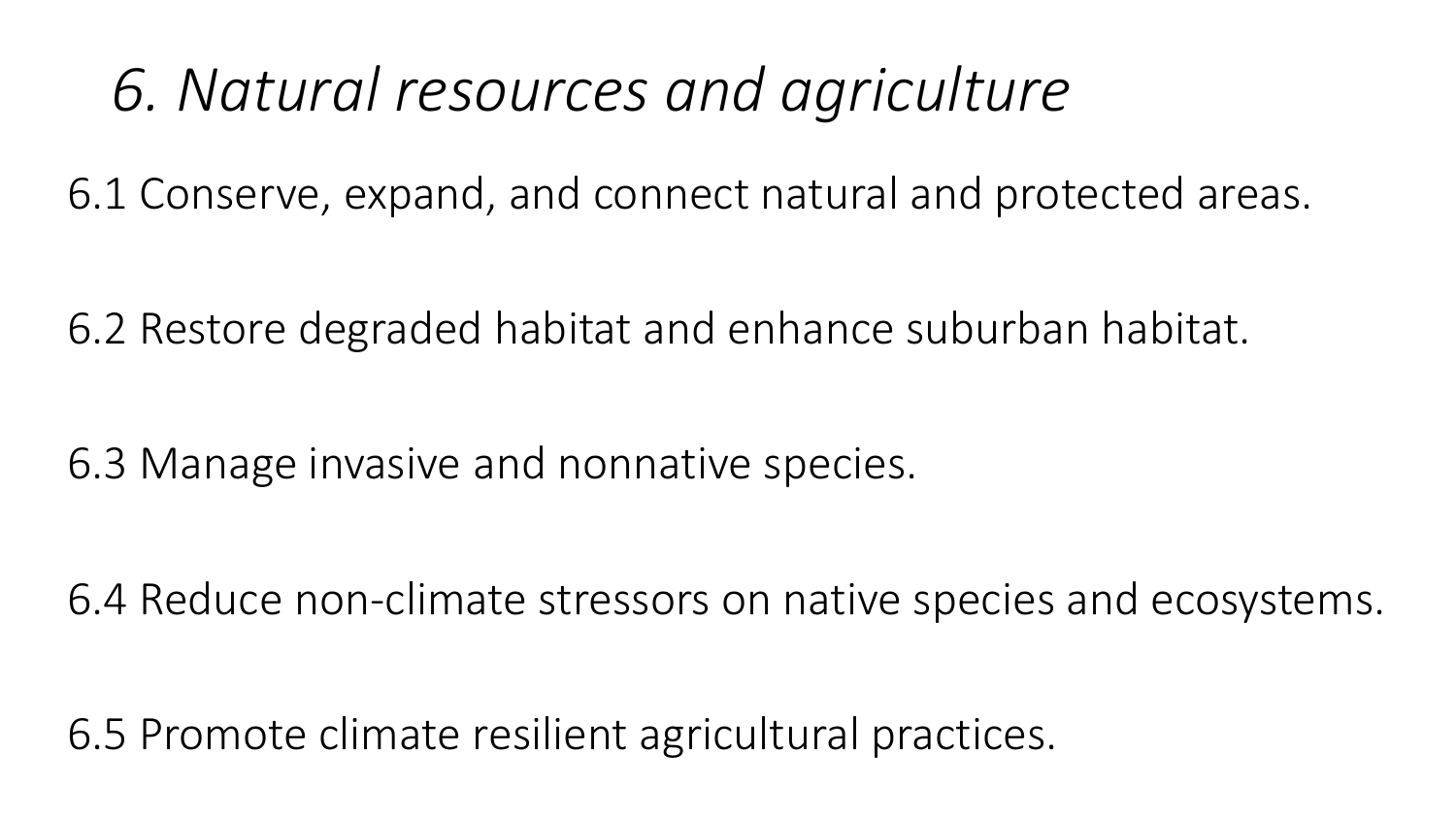# *6. Natural resources and agriculture*

6.1 Conserve, expand, and connect natural and protected areas.

6.2 Restore degraded habitat and enhance suburban habitat.

6.3 Manage invasive and nonnative species.

6.4 Reduce non-climate stressors on native species and ecosystems.

6.5 Promote climate resilient agricultural practices.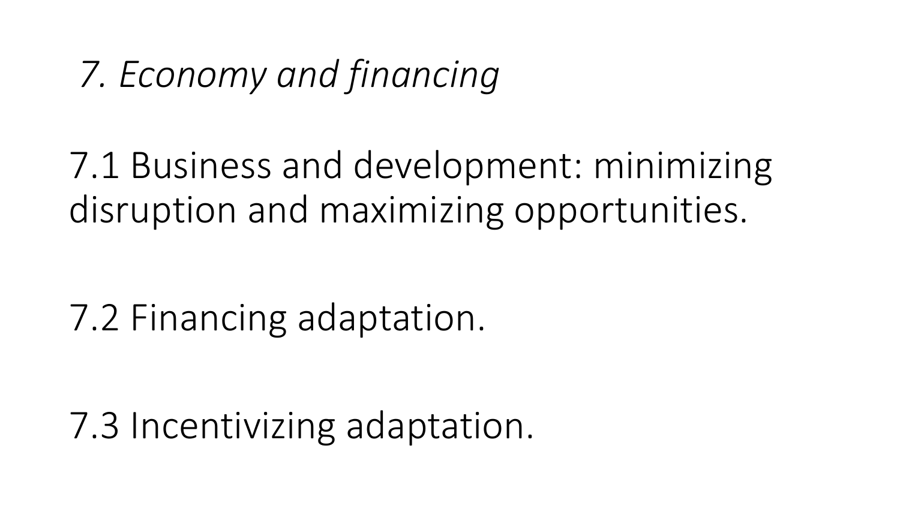## *7. Economy and financing*

7.1 Business and development: minimizing disruption and maximizing opportunities.

7.2 Financing adaptation.

7.3 Incentivizing adaptation.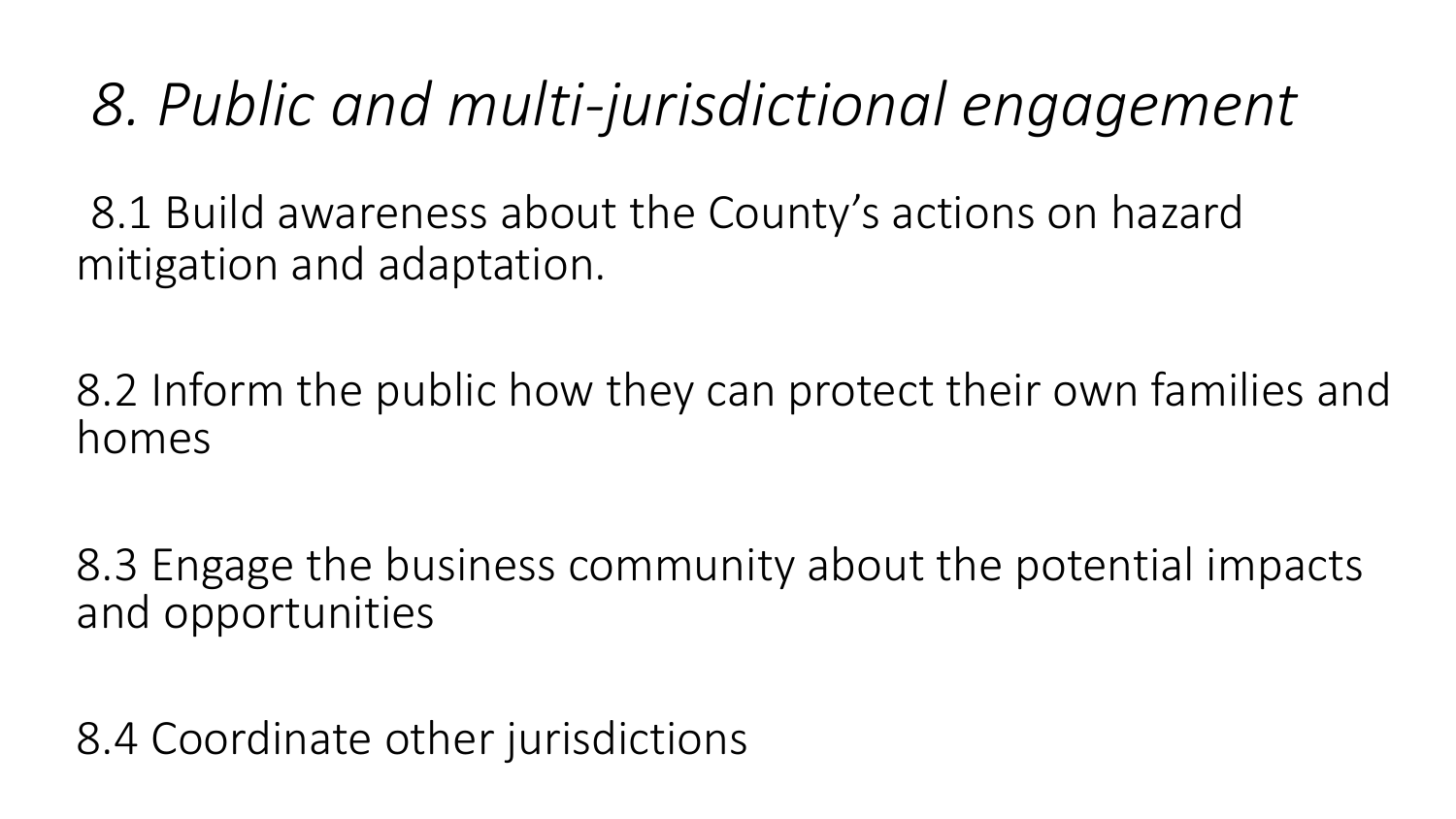# *8. Public and multi-jurisdictional engagement*

8.1 Build awareness about the County's actions on hazard mitigation and adaptation.

8.2 Inform the public how they can protect their own families and homes

8.3 Engage the business community about the potential impacts and opportunities

8.4 Coordinate other jurisdictions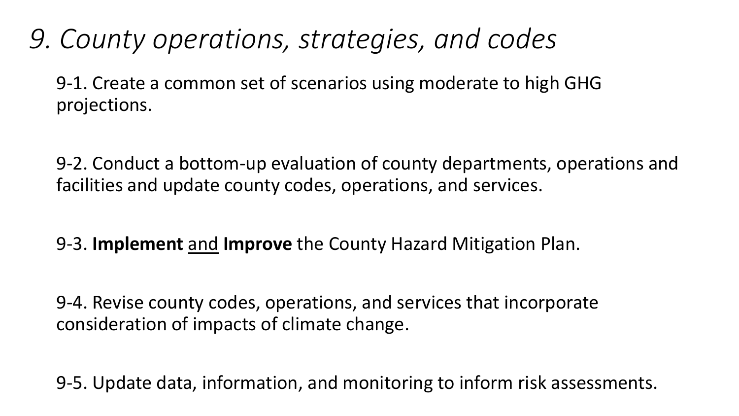# *9. County operations, strategies, and codes*

9-1. Create a common set of scenarios using moderate to high GHG projections.

9-2. Conduct a bottom-up evaluation of county departments, operations and facilities and update county codes, operations, and services.

9-3. **Implement** <u>and</u> **Improve** the County Hazard Mitigation Plan.

9-4. Revise county codes, operations, and services that incorporate consideration of impacts of climate change.

9-5. Update data, information, and monitoring to inform risk assessments.